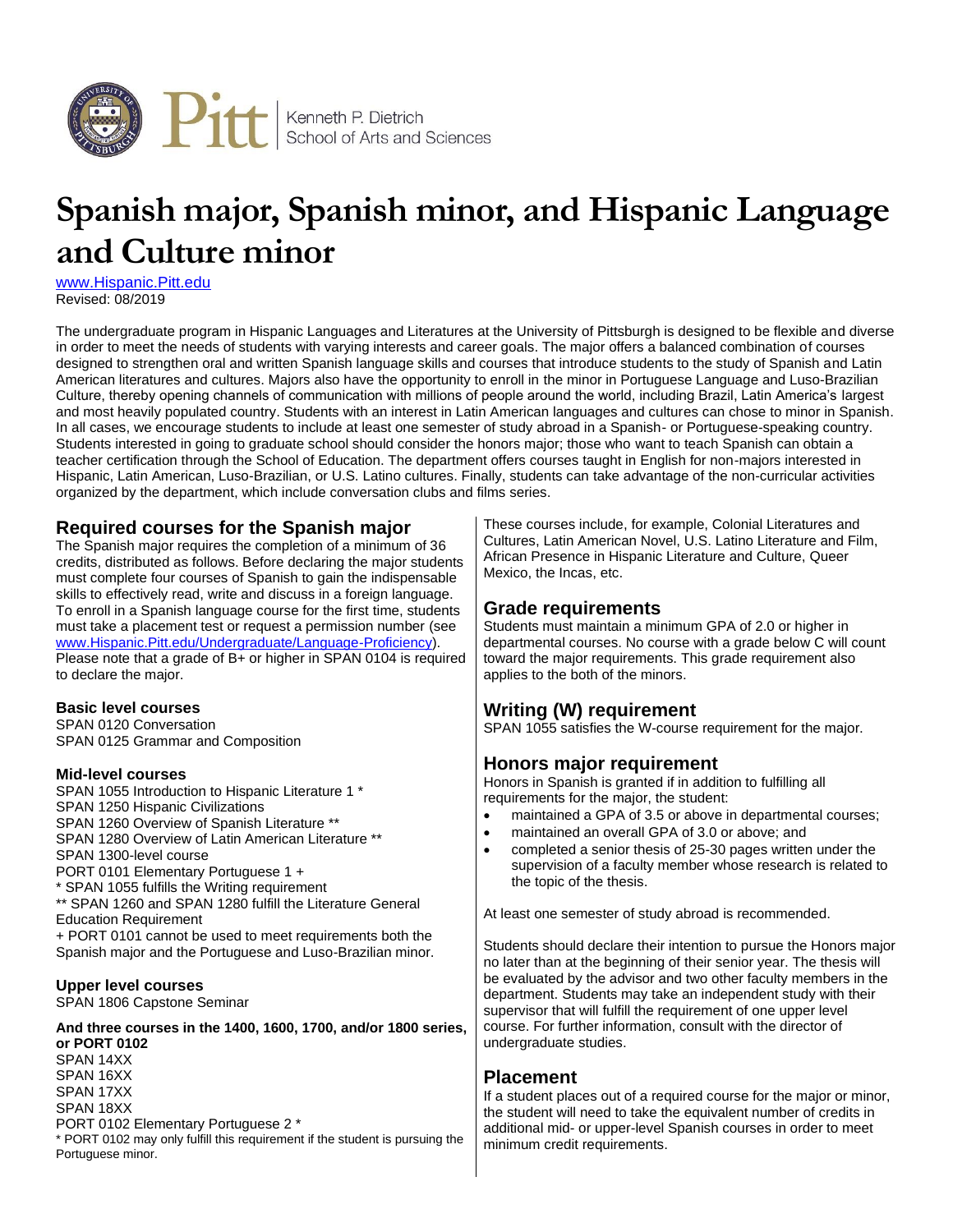Kenneth P. Dietrich School of Arts and Sciences

# Spanish major, Spanish minor, and Hispanic Language and Culture minor

www.Hispanic.Pitt.edu
Revised: 08/2019

The undergraduate program in Hispanic Languages and Literatures at the University of Pittsburgh is designed to be flexible and diverse in order to meet the needs of students with varying interests and career goals. The major offers a balanced combination of courses designed to strengthen oral and written Spanish language skills and courses that introduce students to the study of Spanish and Latin American literatures and cultures. Majors also have the opportunity to enroll in the minor in Portuguese Language and Luso-Brazilian Culture, thereby opening channels of communication with millions of people around the world, including Brazil, Latin America's largest and most heavily populated country. Students with an interest in Latin American languages and cultures can chose to minor in Spanish. In all cases, we encourage students to include at least one semester of study abroad in a Spanish- or Portuguese-speaking country. Students interested in going to graduate school should consider the honors major; those who want to teach Spanish can obtain a teacher certification through the School of Education. The department offers courses taught in English for non-majors interested in Hispanic, Latin American, Luso-Brazilian, or U.S. Latino cultures. Finally, students can take advantage of the non-curricular activities organized by the department, which include conversation clubs and films series.

## Required courses for the Spanish major

The Spanish major requires the completion of a minimum of 36 credits, distributed as follows. Before declaring the major students must complete four courses of Spanish to gain the indispensable skills to effectively read, write and discuss in a foreign language. To enroll in a Spanish language course for the first time, students must take a placement test or request a permission number (see www.Hispanic.Pitt.edu/Undergraduate/Language-Proficiency). Please note that a grade of B+ or higher in SPAN 0104 is required to declare the major.

### Basic level courses

SPAN 0120 Conversation
SPAN 0125 Grammar and Composition

### Mid-level courses

SPAN 1055 Introduction to Hispanic Literature 1 *
SPAN 1250 Hispanic Civilizations
SPAN 1260 Overview of Spanish Literature **
SPAN 1280 Overview of Latin American Literature **
SPAN 1300-level course
PORT 0101 Elementary Portuguese 1 +
* SPAN 1055 fulfills the Writing requirement
** SPAN 1260 and SPAN 1280 fulfill the Literature General Education Requirement
+ PORT 0101 cannot be used to meet requirements both the Spanish major and the Portuguese and Luso-Brazilian minor.

### Upper level courses

SPAN 1806 Capstone Seminar

**And three courses in the 1400, 1600, 1700, and/or 1800 series, or PORT 0102**

SPAN 14XX
SPAN 16XX
SPAN 17XX
SPAN 18XX
PORT 0102 Elementary Portuguese 2 *
* PORT 0102 may only fulfill this requirement if the student is pursuing the Portuguese minor.

These courses include, for example, Colonial Literatures and Cultures, Latin American Novel, U.S. Latino Literature and Film, African Presence in Hispanic Literature and Culture, Queer Mexico, the Incas, etc.

## Grade requirements

Students must maintain a minimum GPA of 2.0 or higher in departmental courses. No course with a grade below C will count toward the major requirements. This grade requirement also applies to the both of the minors.

## Writing (W) requirement

SPAN 1055 satisfies the W-course requirement for the major.

## Honors major requirement

Honors in Spanish is granted if in addition to fulfilling all requirements for the major, the student:

- maintained a GPA of 3.5 or above in departmental courses;
- maintained an overall GPA of 3.0 or above; and
- completed a senior thesis of 25-30 pages written under the supervision of a faculty member whose research is related to the topic of the thesis.

At least one semester of study abroad is recommended.

Students should declare their intention to pursue the Honors major no later than at the beginning of their senior year. The thesis will be evaluated by the advisor and two other faculty members in the department. Students may take an independent study with their supervisor that will fulfill the requirement of one upper level course. For further information, consult with the director of undergraduate studies.

## Placement

If a student places out of a required course for the major or minor, the student will need to take the equivalent number of credits in additional mid- or upper-level Spanish courses in order to meet minimum credit requirements.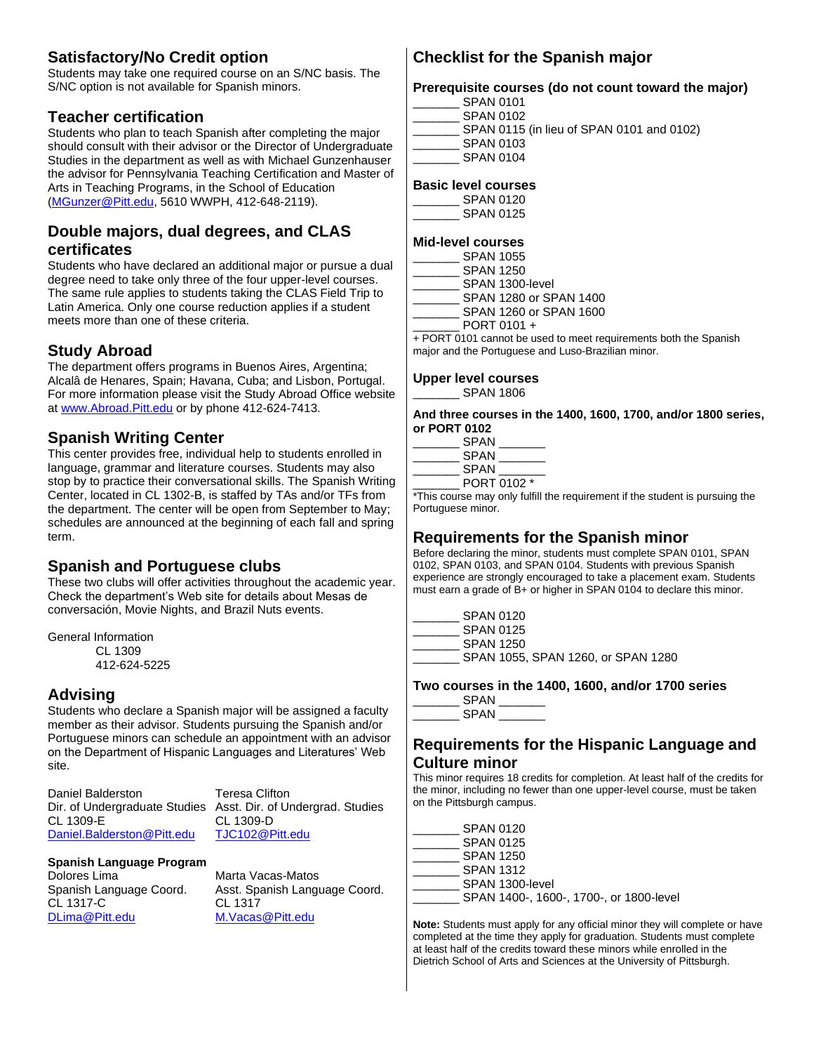## Satisfactory/No Credit option

Students may take one required course on an S/NC basis. The S/NC option is not available for Spanish minors.

## Teacher certification

Students who plan to teach Spanish after completing the major should consult with their advisor or the Director of Undergraduate Studies in the department as well as with Michael Gunzenhauser the advisor for Pennsylvania Teaching Certification and Master of Arts in Teaching Programs, in the School of Education (MGunzer@Pitt.edu, 5610 WWPH, 412-648-2119).

## Double majors, dual degrees, and CLAS certificates

Students who have declared an additional major or pursue a dual degree need to take only three of the four upper-level courses. The same rule applies to students taking the CLAS Field Trip to Latin America. Only one course reduction applies if a student meets more than one of these criteria.

## Study Abroad

The department offers programs in Buenos Aires, Argentina; Alcalâ de Henares, Spain; Havana, Cuba; and Lisbon, Portugal. For more information please visit the Study Abroad Office website at www.Abroad.Pitt.edu or by phone 412-624-7413.

## Spanish Writing Center

This center provides free, individual help to students enrolled in language, grammar and literature courses. Students may also stop by to practice their conversational skills. The Spanish Writing Center, located in CL 1302-B, is staffed by TAs and/or TFs from the department. The center will be open from September to May; schedules are announced at the beginning of each fall and spring term.

## Spanish and Portuguese clubs

These two clubs will offer activities throughout the academic year. Check the department's Web site for details about Mesas de conversación, Movie Nights, and Brazil Nuts events.

General Information
CL 1309
412-624-5225

## Advising

Students who declare a Spanish major will be assigned a faculty member as their advisor. Students pursuing the Spanish and/or Portuguese minors can schedule an appointment with an advisor on the Department of Hispanic Languages and Literatures' Web site.

Daniel Balderston
Dir. of Undergraduate Studies
CL 1309-E
Daniel.Balderston@Pitt.edu

Teresa Clifton
Asst. Dir. of Undergrad. Studies
CL 1309-D
TJC102@Pitt.edu

**Spanish Language Program**

Dolores Lima
Spanish Language Coord.
CL 1317-C
DLima@Pitt.edu

Marta Vacas-Matos
Asst. Spanish Language Coord.
CL 1317
M.Vacas@Pitt.edu

## Checklist for the Spanish major

**Prerequisite courses (do not count toward the major)**

_______ SPAN 0101
_______ SPAN 0102
_______ SPAN 0115 (in lieu of SPAN 0101 and 0102)
_______ SPAN 0103
_______ SPAN 0104

**Basic level courses**

_______ SPAN 0120
_______ SPAN 0125

**Mid-level courses**

_______ SPAN 1055
_______ SPAN 1250
_______ SPAN 1300-level
_______ SPAN 1280 or SPAN 1400
_______ SPAN 1260 or SPAN 1600
_______ PORT 0101 +

+ PORT 0101 cannot be used to meet requirements both the Spanish major and the Portuguese and Luso-Brazilian minor.

**Upper level courses**

_______ SPAN 1806

**And three courses in the 1400, 1600, 1700, and/or 1800 series, or PORT 0102**

_______ SPAN _______
_______ SPAN _______
_______ SPAN _______
_______ PORT 0102 *

*This course may only fulfill the requirement if the student is pursuing the Portuguese minor.

## Requirements for the Spanish minor

Before declaring the minor, students must complete SPAN 0101, SPAN 0102, SPAN 0103, and SPAN 0104. Students with previous Spanish experience are strongly encouraged to take a placement exam. Students must earn a grade of B+ or higher in SPAN 0104 to declare this minor.

_______ SPAN 0120
_______ SPAN 0125
_______ SPAN 1250
_______ SPAN 1055, SPAN 1260, or SPAN 1280

**Two courses in the 1400, 1600, and/or 1700 series**

_______ SPAN _______
_______ SPAN _______

## Requirements for the Hispanic Language and Culture minor

This minor requires 18 credits for completion. At least half of the credits for the minor, including no fewer than one upper-level course, must be taken on the Pittsburgh campus.

_______ SPAN 0120
_______ SPAN 0125
_______ SPAN 1250
_______ SPAN 1312
_______ SPAN 1300-level
_______ SPAN 1400-, 1600-, 1700-, or 1800-level

**Note:** Students must apply for any official minor they will complete or have completed at the time they apply for graduation. Students must complete at least half of the credits toward these minors while enrolled in the Dietrich School of Arts and Sciences at the University of Pittsburgh.